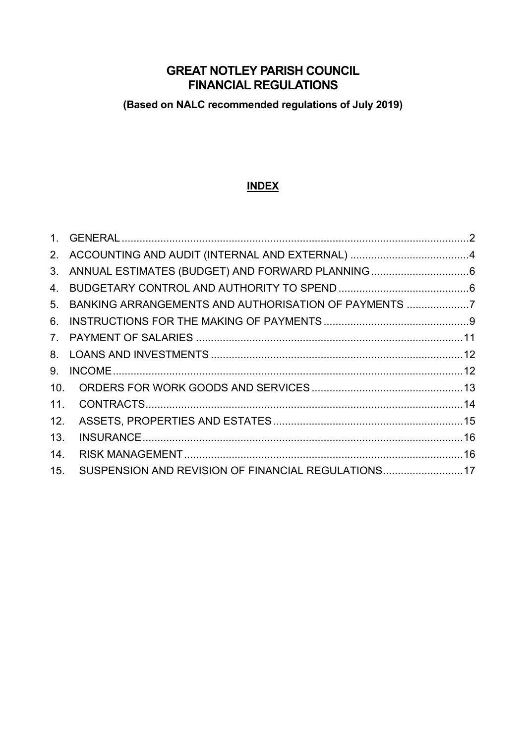# GREAT NOTLEY PARISH COUNCIL
# FINANCIAL REGULATIONS

**(Based on NALC recommended regulations of July 2019)**

## INDEX

1. GENERAL ....................................................................................................2
2. ACCOUNTING AND AUDIT (INTERNAL AND EXTERNAL) ........................................4
3. ANNUAL ESTIMATES (BUDGET) AND FORWARD PLANNING .................................6
4. BUDGETARY CONTROL AND AUTHORITY TO SPEND ............................................6
5. BANKING ARRANGEMENTS AND AUTHORISATION OF PAYMENTS .....................7
6. INSTRUCTIONS FOR THE MAKING OF PAYMENTS .................................................9
7. PAYMENT OF SALARIES ..........................................................................................11
8. LOANS AND INVESTMENTS ....................................................................................12
9. INCOME ......................................................................................................................12
10. ORDERS FOR WORK GOODS AND SERVICES ...................................................13
11. CONTRACTS ...........................................................................................................14
12. ASSETS, PROPERTIES AND ESTATES ................................................................15
13. INSURANCE ............................................................................................................16
14. RISK MANAGEMENT ..............................................................................................16
15. SUSPENSION AND REVISION OF FINANCIAL REGULATIONS ...........................17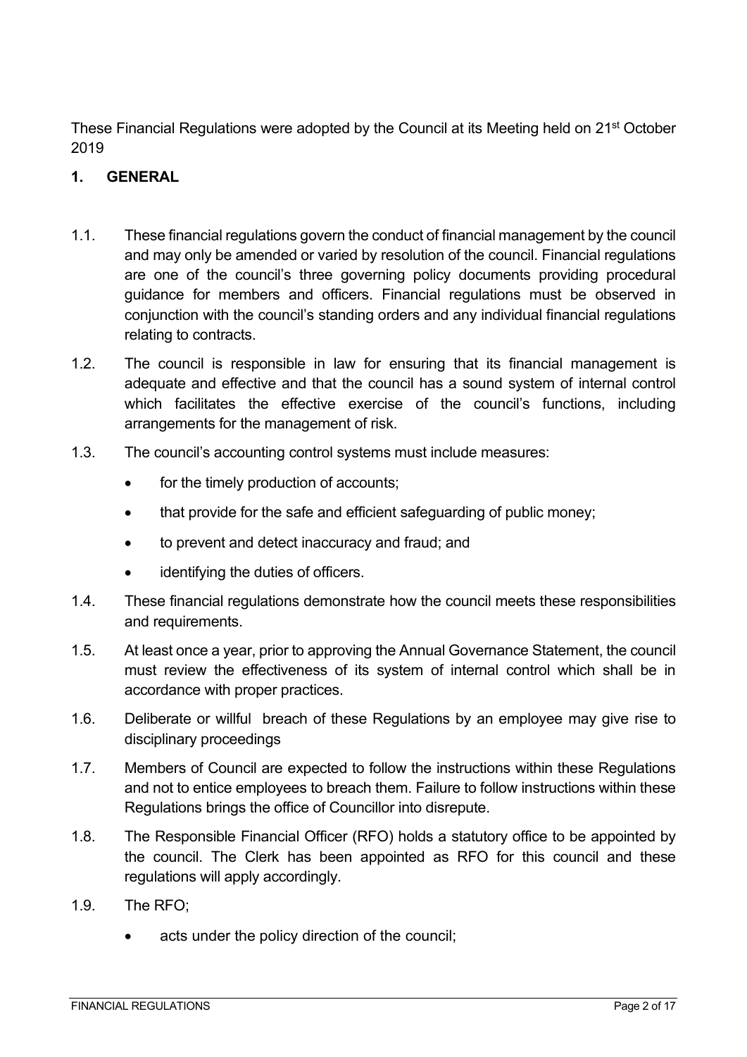These Financial Regulations were adopted by the Council at its Meeting held on 21st October 2019

## 1. GENERAL

1.1. These financial regulations govern the conduct of financial management by the council and may only be amended or varied by resolution of the council. Financial regulations are one of the council's three governing policy documents providing procedural guidance for members and officers. Financial regulations must be observed in conjunction with the council's standing orders and any individual financial regulations relating to contracts.

1.2. The council is responsible in law for ensuring that its financial management is adequate and effective and that the council has a sound system of internal control which facilitates the effective exercise of the council's functions, including arrangements for the management of risk.

1.3. The council's accounting control systems must include measures:

- for the timely production of accounts;
- that provide for the safe and efficient safeguarding of public money;
- to prevent and detect inaccuracy and fraud; and
- identifying the duties of officers.

1.4. These financial regulations demonstrate how the council meets these responsibilities and requirements.

1.5. At least once a year, prior to approving the Annual Governance Statement, the council must review the effectiveness of its system of internal control which shall be in accordance with proper practices.

1.6. Deliberate or willful breach of these Regulations by an employee may give rise to disciplinary proceedings

1.7. Members of Council are expected to follow the instructions within these Regulations and not to entice employees to breach them. Failure to follow instructions within these Regulations brings the office of Councillor into disrepute.

1.8. The Responsible Financial Officer (RFO) holds a statutory office to be appointed by the council. The Clerk has been appointed as RFO for this council and these regulations will apply accordingly.

1.9. The RFO;

- acts under the policy direction of the council;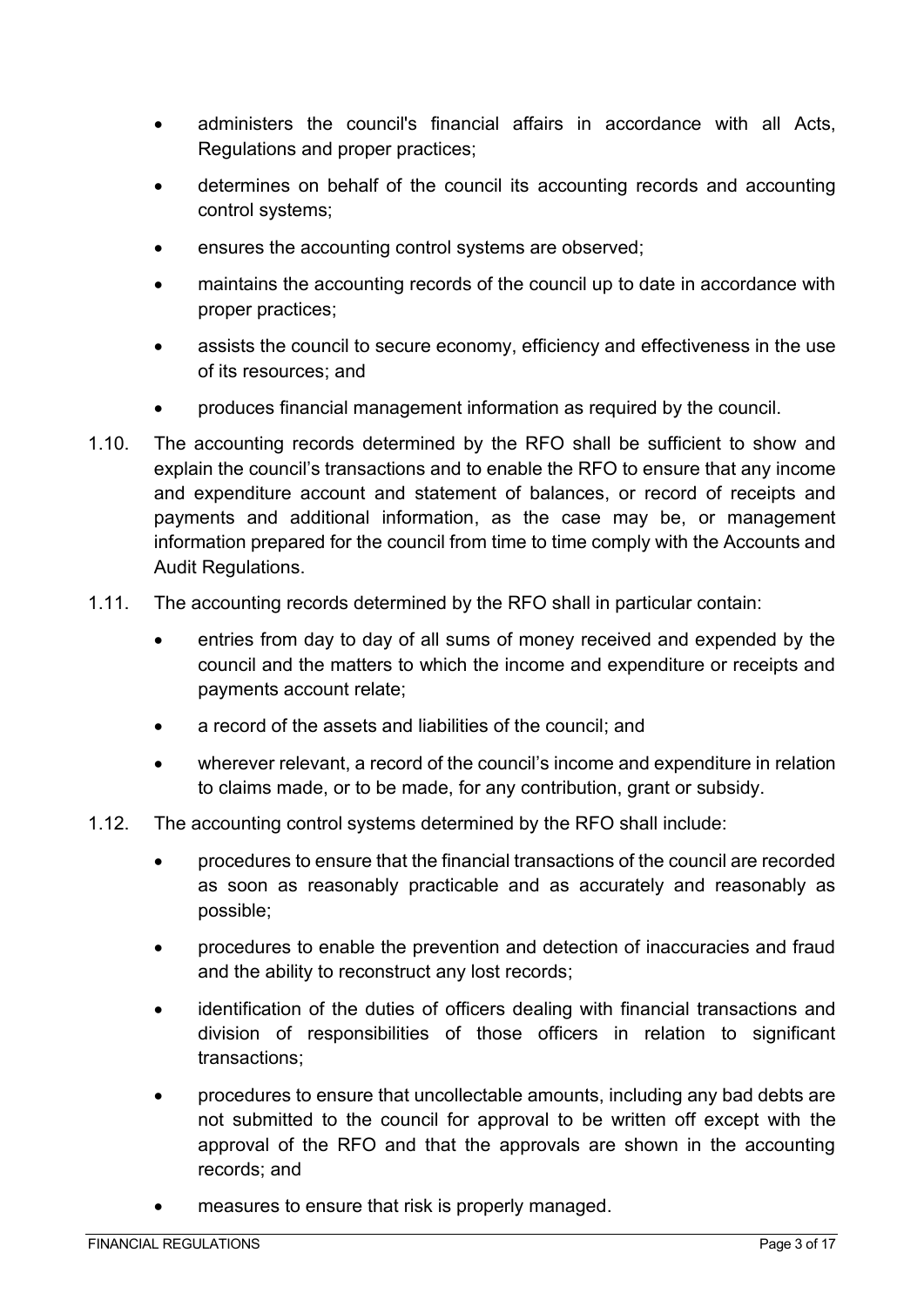- administers the council's financial affairs in accordance with all Acts, Regulations and proper practices;
- determines on behalf of the council its accounting records and accounting control systems;
- ensures the accounting control systems are observed;
- maintains the accounting records of the council up to date in accordance with proper practices;
- assists the council to secure economy, efficiency and effectiveness in the use of its resources; and
- produces financial management information as required by the council.

1.10. The accounting records determined by the RFO shall be sufficient to show and explain the council's transactions and to enable the RFO to ensure that any income and expenditure account and statement of balances, or record of receipts and payments and additional information, as the case may be, or management information prepared for the council from time to time comply with the Accounts and Audit Regulations.

1.11. The accounting records determined by the RFO shall in particular contain:

- entries from day to day of all sums of money received and expended by the council and the matters to which the income and expenditure or receipts and payments account relate;
- a record of the assets and liabilities of the council; and
- wherever relevant, a record of the council's income and expenditure in relation to claims made, or to be made, for any contribution, grant or subsidy.

1.12. The accounting control systems determined by the RFO shall include:

- procedures to ensure that the financial transactions of the council are recorded as soon as reasonably practicable and as accurately and reasonably as possible;
- procedures to enable the prevention and detection of inaccuracies and fraud and the ability to reconstruct any lost records;
- identification of the duties of officers dealing with financial transactions and division of responsibilities of those officers in relation to significant transactions;
- procedures to ensure that uncollectable amounts, including any bad debts are not submitted to the council for approval to be written off except with the approval of the RFO and that the approvals are shown in the accounting records; and
- measures to ensure that risk is properly managed.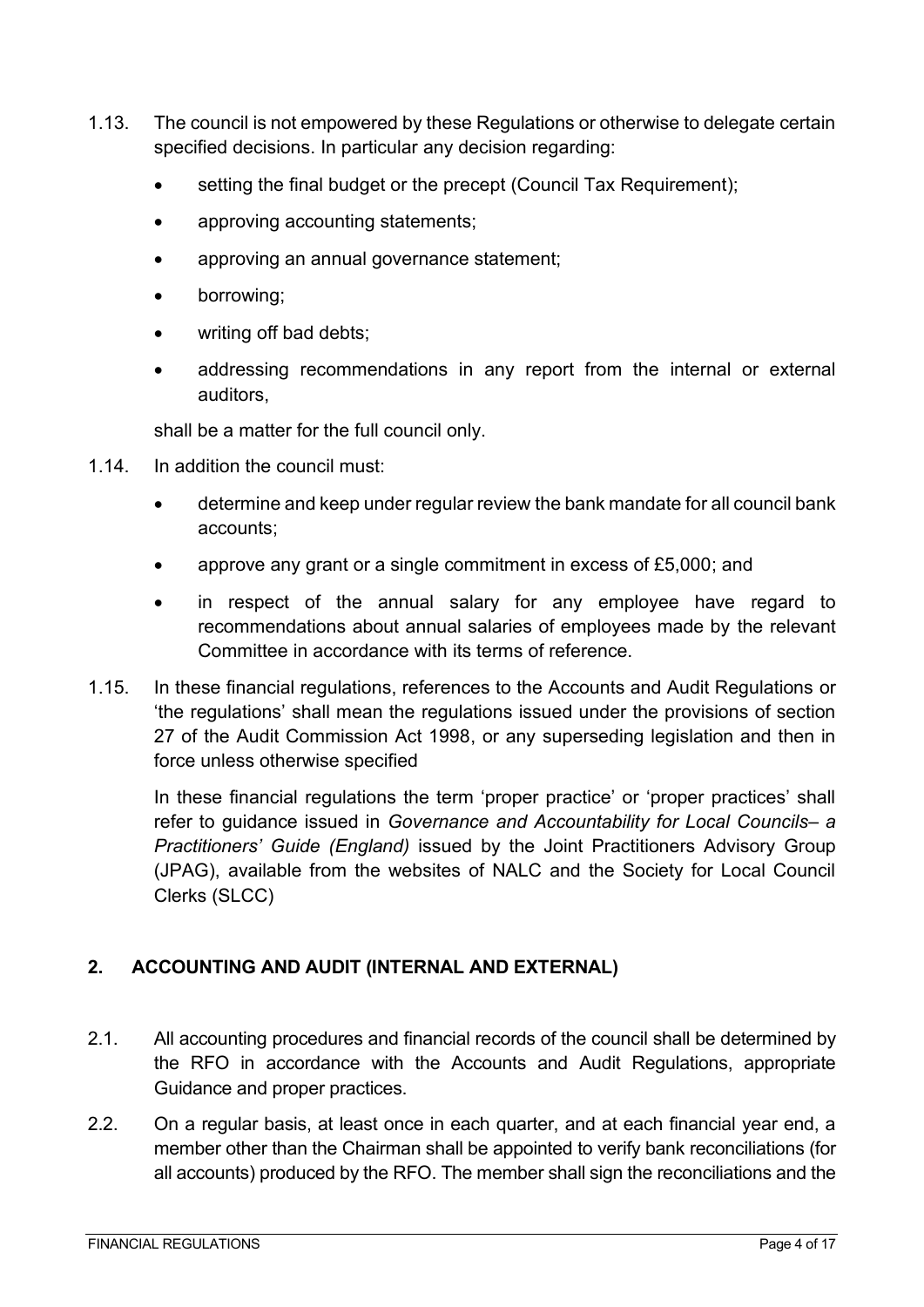1.13. The council is not empowered by these Regulations or otherwise to delegate certain specified decisions. In particular any decision regarding:

- setting the final budget or the precept (Council Tax Requirement);
- approving accounting statements;
- approving an annual governance statement;
- borrowing;
- writing off bad debts;
- addressing recommendations in any report from the internal or external auditors,

shall be a matter for the full council only.

1.14. In addition the council must:

- determine and keep under regular review the bank mandate for all council bank accounts;
- approve any grant or a single commitment in excess of £5,000; and
- in respect of the annual salary for any employee have regard to recommendations about annual salaries of employees made by the relevant Committee in accordance with its terms of reference.

1.15. In these financial regulations, references to the Accounts and Audit Regulations or 'the regulations' shall mean the regulations issued under the provisions of section 27 of the Audit Commission Act 1998, or any superseding legislation and then in force unless otherwise specified

In these financial regulations the term 'proper practice' or 'proper practices' shall refer to guidance issued in *Governance and Accountability for Local Councils– a Practitioners' Guide (England)* issued by the Joint Practitioners Advisory Group (JPAG), available from the websites of NALC and the Society for Local Council Clerks (SLCC)

## 2. ACCOUNTING AND AUDIT (INTERNAL AND EXTERNAL)

2.1. All accounting procedures and financial records of the council shall be determined by the RFO in accordance with the Accounts and Audit Regulations, appropriate Guidance and proper practices.

2.2. On a regular basis, at least once in each quarter, and at each financial year end, a member other than the Chairman shall be appointed to verify bank reconciliations (for all accounts) produced by the RFO. The member shall sign the reconciliations and the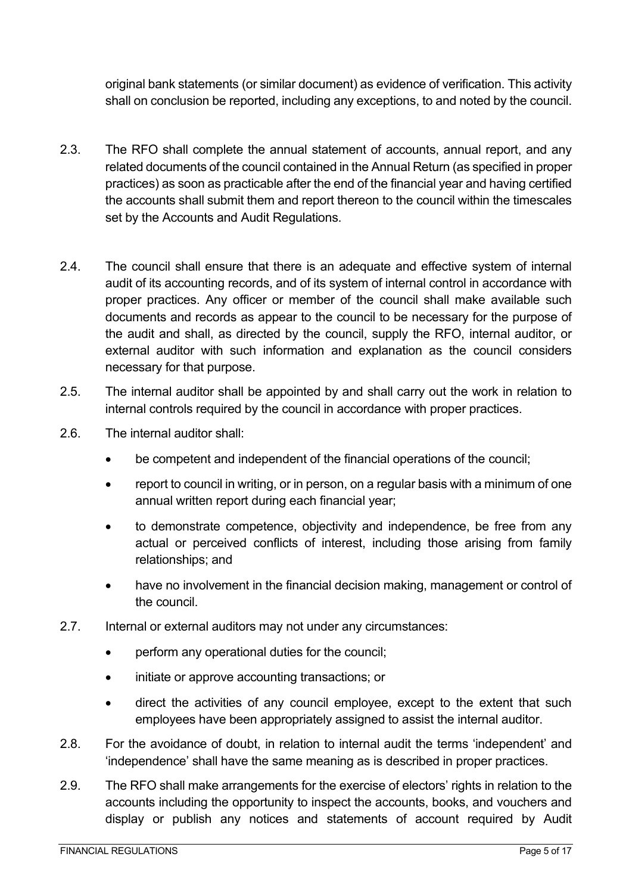original bank statements (or similar document) as evidence of verification. This activity shall on conclusion be reported, including any exceptions, to and noted by the council.

2.3. The RFO shall complete the annual statement of accounts, annual report, and any related documents of the council contained in the Annual Return (as specified in proper practices) as soon as practicable after the end of the financial year and having certified the accounts shall submit them and report thereon to the council within the timescales set by the Accounts and Audit Regulations.

2.4. The council shall ensure that there is an adequate and effective system of internal audit of its accounting records, and of its system of internal control in accordance with proper practices. Any officer or member of the council shall make available such documents and records as appear to the council to be necessary for the purpose of the audit and shall, as directed by the council, supply the RFO, internal auditor, or external auditor with such information and explanation as the council considers necessary for that purpose.

2.5. The internal auditor shall be appointed by and shall carry out the work in relation to internal controls required by the council in accordance with proper practices.

2.6. The internal auditor shall:

- be competent and independent of the financial operations of the council;
- report to council in writing, or in person, on a regular basis with a minimum of one annual written report during each financial year;
- to demonstrate competence, objectivity and independence, be free from any actual or perceived conflicts of interest, including those arising from family relationships; and
- have no involvement in the financial decision making, management or control of the council.

2.7. Internal or external auditors may not under any circumstances:

- perform any operational duties for the council;
- initiate or approve accounting transactions; or
- direct the activities of any council employee, except to the extent that such employees have been appropriately assigned to assist the internal auditor.

2.8. For the avoidance of doubt, in relation to internal audit the terms 'independent' and 'independence' shall have the same meaning as is described in proper practices.

2.9. The RFO shall make arrangements for the exercise of electors' rights in relation to the accounts including the opportunity to inspect the accounts, books, and vouchers and display or publish any notices and statements of account required by Audit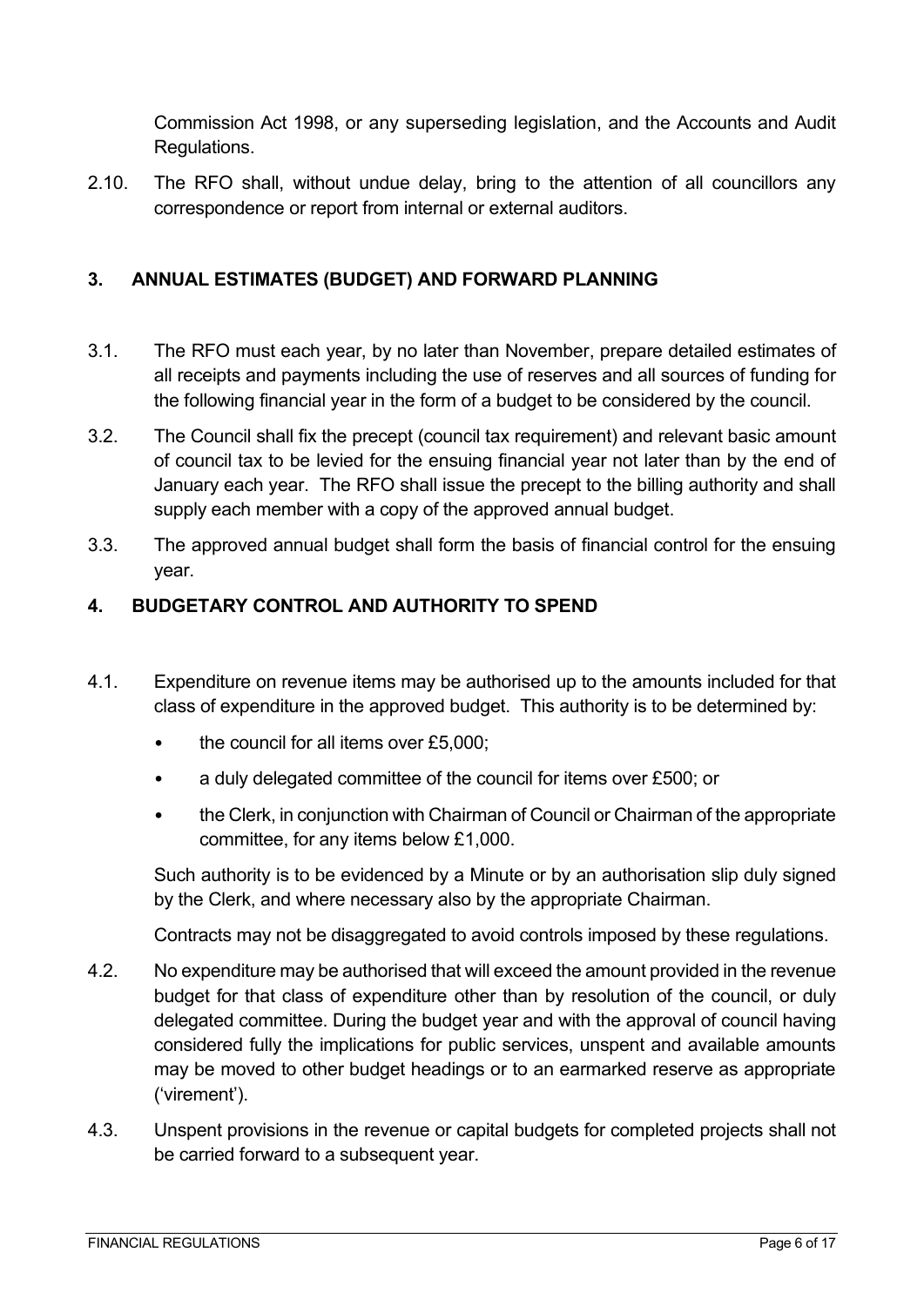Commission Act 1998, or any superseding legislation, and the Accounts and Audit Regulations.

2.10. The RFO shall, without undue delay, bring to the attention of all councillors any correspondence or report from internal or external auditors.

## 3. ANNUAL ESTIMATES (BUDGET) AND FORWARD PLANNING

3.1. The RFO must each year, by no later than November, prepare detailed estimates of all receipts and payments including the use of reserves and all sources of funding for the following financial year in the form of a budget to be considered by the council.

3.2. The Council shall fix the precept (council tax requirement) and relevant basic amount of council tax to be levied for the ensuing financial year not later than by the end of January each year. The RFO shall issue the precept to the billing authority and shall supply each member with a copy of the approved annual budget.

3.3. The approved annual budget shall form the basis of financial control for the ensuing year.

## 4. BUDGETARY CONTROL AND AUTHORITY TO SPEND

4.1. Expenditure on revenue items may be authorised up to the amounts included for that class of expenditure in the approved budget. This authority is to be determined by:

- the council for all items over £5,000;
- a duly delegated committee of the council for items over £500; or
- the Clerk, in conjunction with Chairman of Council or Chairman of the appropriate committee, for any items below £1,000.

Such authority is to be evidenced by a Minute or by an authorisation slip duly signed by the Clerk, and where necessary also by the appropriate Chairman.

Contracts may not be disaggregated to avoid controls imposed by these regulations.

4.2. No expenditure may be authorised that will exceed the amount provided in the revenue budget for that class of expenditure other than by resolution of the council, or duly delegated committee. During the budget year and with the approval of council having considered fully the implications for public services, unspent and available amounts may be moved to other budget headings or to an earmarked reserve as appropriate ('virement').

4.3. Unspent provisions in the revenue or capital budgets for completed projects shall not be carried forward to a subsequent year.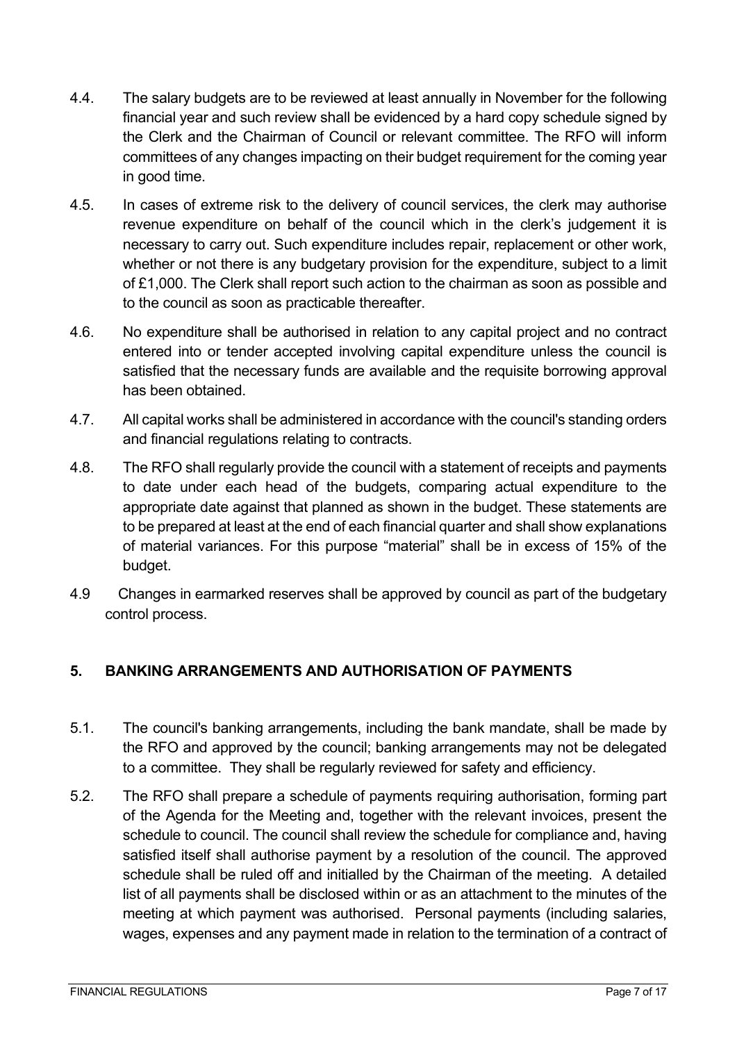4.4. The salary budgets are to be reviewed at least annually in November for the following financial year and such review shall be evidenced by a hard copy schedule signed by the Clerk and the Chairman of Council or relevant committee. The RFO will inform committees of any changes impacting on their budget requirement for the coming year in good time.

4.5. In cases of extreme risk to the delivery of council services, the clerk may authorise revenue expenditure on behalf of the council which in the clerk's judgement it is necessary to carry out. Such expenditure includes repair, replacement or other work, whether or not there is any budgetary provision for the expenditure, subject to a limit of £1,000. The Clerk shall report such action to the chairman as soon as possible and to the council as soon as practicable thereafter.

4.6. No expenditure shall be authorised in relation to any capital project and no contract entered into or tender accepted involving capital expenditure unless the council is satisfied that the necessary funds are available and the requisite borrowing approval has been obtained.

4.7. All capital works shall be administered in accordance with the council's standing orders and financial regulations relating to contracts.

4.8. The RFO shall regularly provide the council with a statement of receipts and payments to date under each head of the budgets, comparing actual expenditure to the appropriate date against that planned as shown in the budget. These statements are to be prepared at least at the end of each financial quarter and shall show explanations of material variances. For this purpose "material" shall be in excess of 15% of the budget.

4.9 Changes in earmarked reserves shall be approved by council as part of the budgetary control process.

## 5. BANKING ARRANGEMENTS AND AUTHORISATION OF PAYMENTS

5.1. The council's banking arrangements, including the bank mandate, shall be made by the RFO and approved by the council; banking arrangements may not be delegated to a committee. They shall be regularly reviewed for safety and efficiency.

5.2. The RFO shall prepare a schedule of payments requiring authorisation, forming part of the Agenda for the Meeting and, together with the relevant invoices, present the schedule to council. The council shall review the schedule for compliance and, having satisfied itself shall authorise payment by a resolution of the council. The approved schedule shall be ruled off and initialled by the Chairman of the meeting. A detailed list of all payments shall be disclosed within or as an attachment to the minutes of the meeting at which payment was authorised. Personal payments (including salaries, wages, expenses and any payment made in relation to the termination of a contract of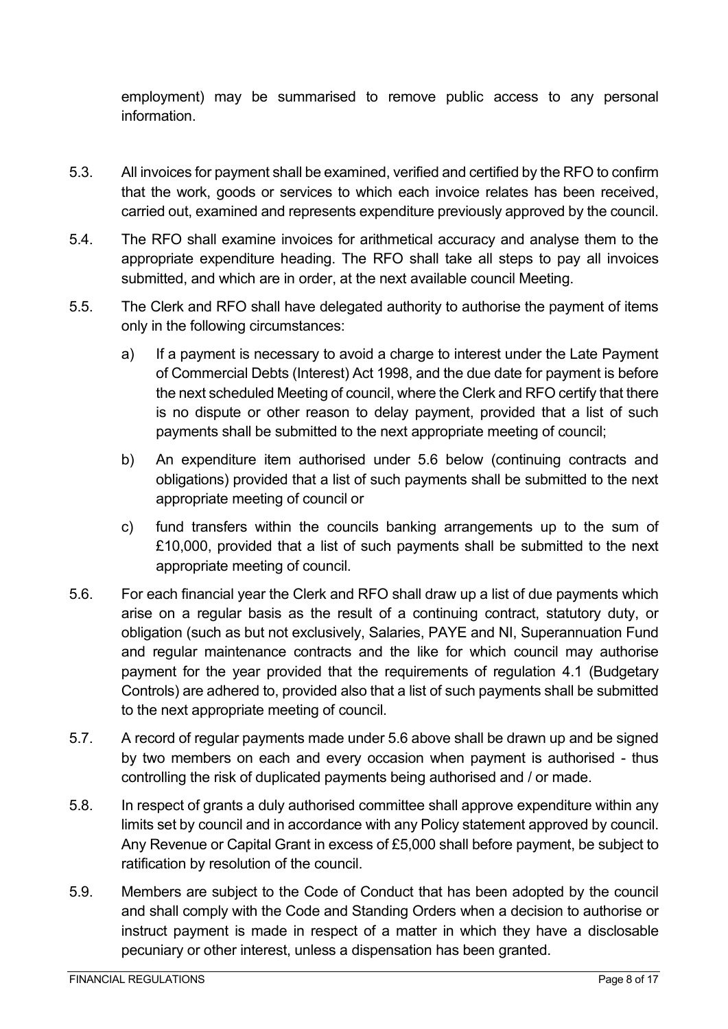employment) may be summarised to remove public access to any personal information.

5.3. All invoices for payment shall be examined, verified and certified by the RFO to confirm that the work, goods or services to which each invoice relates has been received, carried out, examined and represents expenditure previously approved by the council.

5.4. The RFO shall examine invoices for arithmetical accuracy and analyse them to the appropriate expenditure heading. The RFO shall take all steps to pay all invoices submitted, and which are in order, at the next available council Meeting.

5.5. The Clerk and RFO shall have delegated authority to authorise the payment of items only in the following circumstances:

a) If a payment is necessary to avoid a charge to interest under the Late Payment of Commercial Debts (Interest) Act 1998, and the due date for payment is before the next scheduled Meeting of council, where the Clerk and RFO certify that there is no dispute or other reason to delay payment, provided that a list of such payments shall be submitted to the next appropriate meeting of council;

b) An expenditure item authorised under 5.6 below (continuing contracts and obligations) provided that a list of such payments shall be submitted to the next appropriate meeting of council or

c) fund transfers within the councils banking arrangements up to the sum of £10,000, provided that a list of such payments shall be submitted to the next appropriate meeting of council.

5.6. For each financial year the Clerk and RFO shall draw up a list of due payments which arise on a regular basis as the result of a continuing contract, statutory duty, or obligation (such as but not exclusively, Salaries, PAYE and NI, Superannuation Fund and regular maintenance contracts and the like for which council may authorise payment for the year provided that the requirements of regulation 4.1 (Budgetary Controls) are adhered to, provided also that a list of such payments shall be submitted to the next appropriate meeting of council.

5.7. A record of regular payments made under 5.6 above shall be drawn up and be signed by two members on each and every occasion when payment is authorised - thus controlling the risk of duplicated payments being authorised and / or made.

5.8. In respect of grants a duly authorised committee shall approve expenditure within any limits set by council and in accordance with any Policy statement approved by council. Any Revenue or Capital Grant in excess of £5,000 shall before payment, be subject to ratification by resolution of the council.

5.9. Members are subject to the Code of Conduct that has been adopted by the council and shall comply with the Code and Standing Orders when a decision to authorise or instruct payment is made in respect of a matter in which they have a disclosable pecuniary or other interest, unless a dispensation has been granted.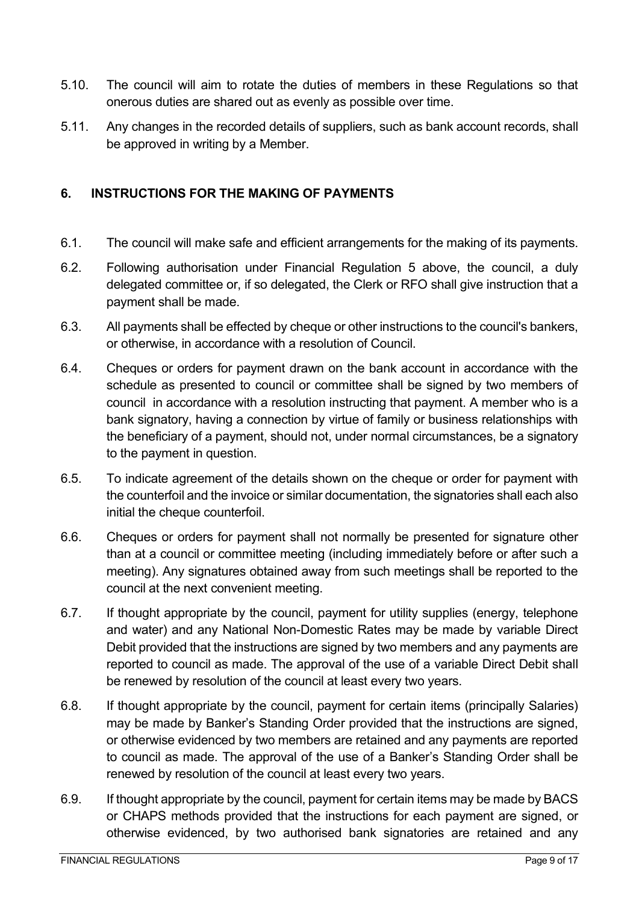5.10. The council will aim to rotate the duties of members in these Regulations so that onerous duties are shared out as evenly as possible over time.

5.11. Any changes in the recorded details of suppliers, such as bank account records, shall be approved in writing by a Member.

## 6. INSTRUCTIONS FOR THE MAKING OF PAYMENTS

6.1. The council will make safe and efficient arrangements for the making of its payments.

6.2. Following authorisation under Financial Regulation 5 above, the council, a duly delegated committee or, if so delegated, the Clerk or RFO shall give instruction that a payment shall be made.

6.3. All payments shall be effected by cheque or other instructions to the council's bankers, or otherwise, in accordance with a resolution of Council.

6.4. Cheques or orders for payment drawn on the bank account in accordance with the schedule as presented to council or committee shall be signed by two members of council in accordance with a resolution instructing that payment. A member who is a bank signatory, having a connection by virtue of family or business relationships with the beneficiary of a payment, should not, under normal circumstances, be a signatory to the payment in question.

6.5. To indicate agreement of the details shown on the cheque or order for payment with the counterfoil and the invoice or similar documentation, the signatories shall each also initial the cheque counterfoil.

6.6. Cheques or orders for payment shall not normally be presented for signature other than at a council or committee meeting (including immediately before or after such a meeting). Any signatures obtained away from such meetings shall be reported to the council at the next convenient meeting.

6.7. If thought appropriate by the council, payment for utility supplies (energy, telephone and water) and any National Non-Domestic Rates may be made by variable Direct Debit provided that the instructions are signed by two members and any payments are reported to council as made. The approval of the use of a variable Direct Debit shall be renewed by resolution of the council at least every two years.

6.8. If thought appropriate by the council, payment for certain items (principally Salaries) may be made by Banker's Standing Order provided that the instructions are signed, or otherwise evidenced by two members are retained and any payments are reported to council as made. The approval of the use of a Banker's Standing Order shall be renewed by resolution of the council at least every two years.

6.9. If thought appropriate by the council, payment for certain items may be made by BACS or CHAPS methods provided that the instructions for each payment are signed, or otherwise evidenced, by two authorised bank signatories are retained and any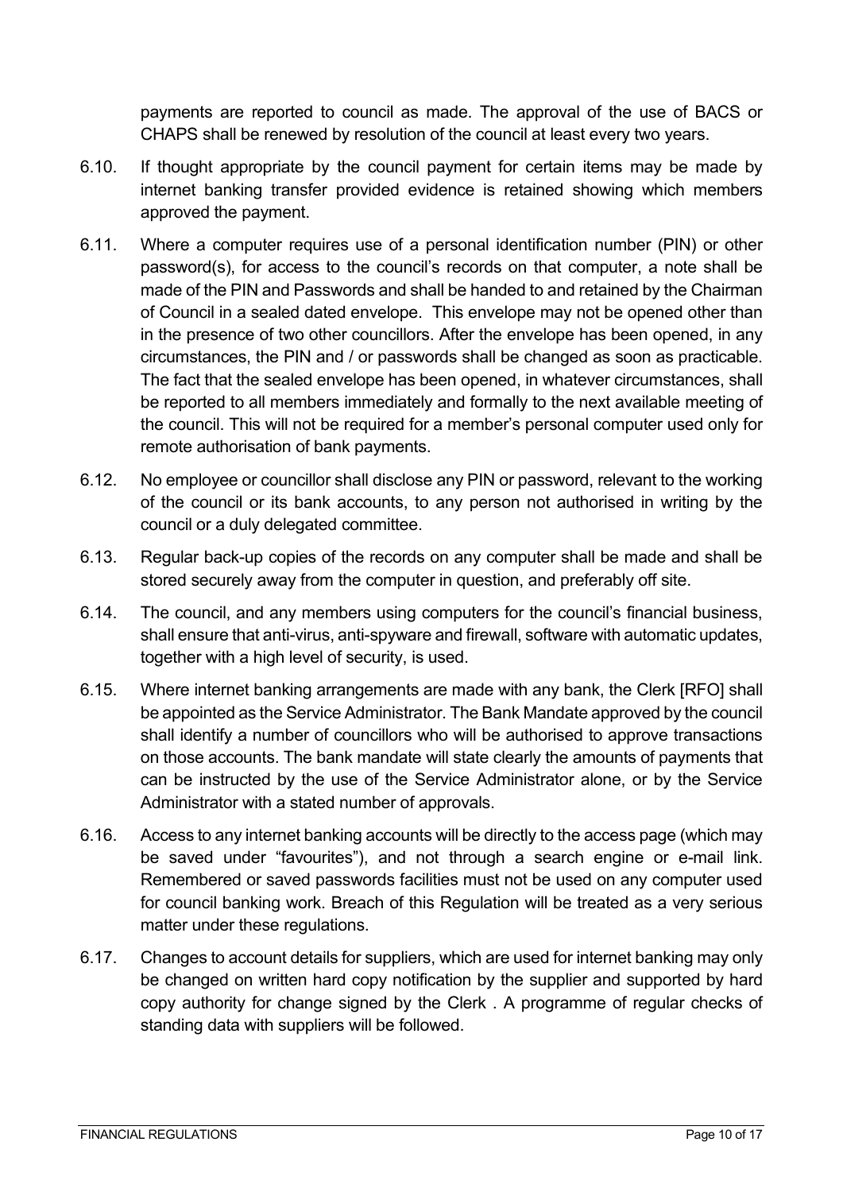payments are reported to council as made. The approval of the use of BACS or CHAPS shall be renewed by resolution of the council at least every two years.

6.10. If thought appropriate by the council payment for certain items may be made by internet banking transfer provided evidence is retained showing which members approved the payment.

6.11. Where a computer requires use of a personal identification number (PIN) or other password(s), for access to the council's records on that computer, a note shall be made of the PIN and Passwords and shall be handed to and retained by the Chairman of Council in a sealed dated envelope. This envelope may not be opened other than in the presence of two other councillors. After the envelope has been opened, in any circumstances, the PIN and / or passwords shall be changed as soon as practicable. The fact that the sealed envelope has been opened, in whatever circumstances, shall be reported to all members immediately and formally to the next available meeting of the council. This will not be required for a member's personal computer used only for remote authorisation of bank payments.

6.12. No employee or councillor shall disclose any PIN or password, relevant to the working of the council or its bank accounts, to any person not authorised in writing by the council or a duly delegated committee.

6.13. Regular back-up copies of the records on any computer shall be made and shall be stored securely away from the computer in question, and preferably off site.

6.14. The council, and any members using computers for the council's financial business, shall ensure that anti-virus, anti-spyware and firewall, software with automatic updates, together with a high level of security, is used.

6.15. Where internet banking arrangements are made with any bank, the Clerk [RFO] shall be appointed as the Service Administrator. The Bank Mandate approved by the council shall identify a number of councillors who will be authorised to approve transactions on those accounts. The bank mandate will state clearly the amounts of payments that can be instructed by the use of the Service Administrator alone, or by the Service Administrator with a stated number of approvals.

6.16. Access to any internet banking accounts will be directly to the access page (which may be saved under "favourites"), and not through a search engine or e-mail link. Remembered or saved passwords facilities must not be used on any computer used for council banking work. Breach of this Regulation will be treated as a very serious matter under these regulations.

6.17. Changes to account details for suppliers, which are used for internet banking may only be changed on written hard copy notification by the supplier and supported by hard copy authority for change signed by the Clerk . A programme of regular checks of standing data with suppliers will be followed.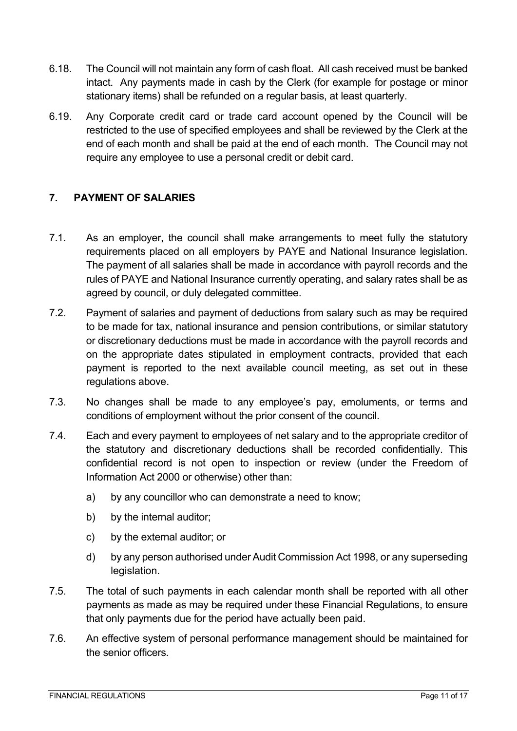6.18. The Council will not maintain any form of cash float. All cash received must be banked intact. Any payments made in cash by the Clerk (for example for postage or minor stationary items) shall be refunded on a regular basis, at least quarterly.

6.19. Any Corporate credit card or trade card account opened by the Council will be restricted to the use of specified employees and shall be reviewed by the Clerk at the end of each month and shall be paid at the end of each month. The Council may not require any employee to use a personal credit or debit card.

## 7. PAYMENT OF SALARIES

7.1. As an employer, the council shall make arrangements to meet fully the statutory requirements placed on all employers by PAYE and National Insurance legislation. The payment of all salaries shall be made in accordance with payroll records and the rules of PAYE and National Insurance currently operating, and salary rates shall be as agreed by council, or duly delegated committee.

7.2. Payment of salaries and payment of deductions from salary such as may be required to be made for tax, national insurance and pension contributions, or similar statutory or discretionary deductions must be made in accordance with the payroll records and on the appropriate dates stipulated in employment contracts, provided that each payment is reported to the next available council meeting, as set out in these regulations above.

7.3. No changes shall be made to any employee's pay, emoluments, or terms and conditions of employment without the prior consent of the council.

7.4. Each and every payment to employees of net salary and to the appropriate creditor of the statutory and discretionary deductions shall be recorded confidentially. This confidential record is not open to inspection or review (under the Freedom of Information Act 2000 or otherwise) other than:

   a) by any councillor who can demonstrate a need to know;

   b) by the internal auditor;

   c) by the external auditor; or

   d) by any person authorised under Audit Commission Act 1998, or any superseding legislation.

7.5. The total of such payments in each calendar month shall be reported with all other payments as made as may be required under these Financial Regulations, to ensure that only payments due for the period have actually been paid.

7.6. An effective system of personal performance management should be maintained for the senior officers.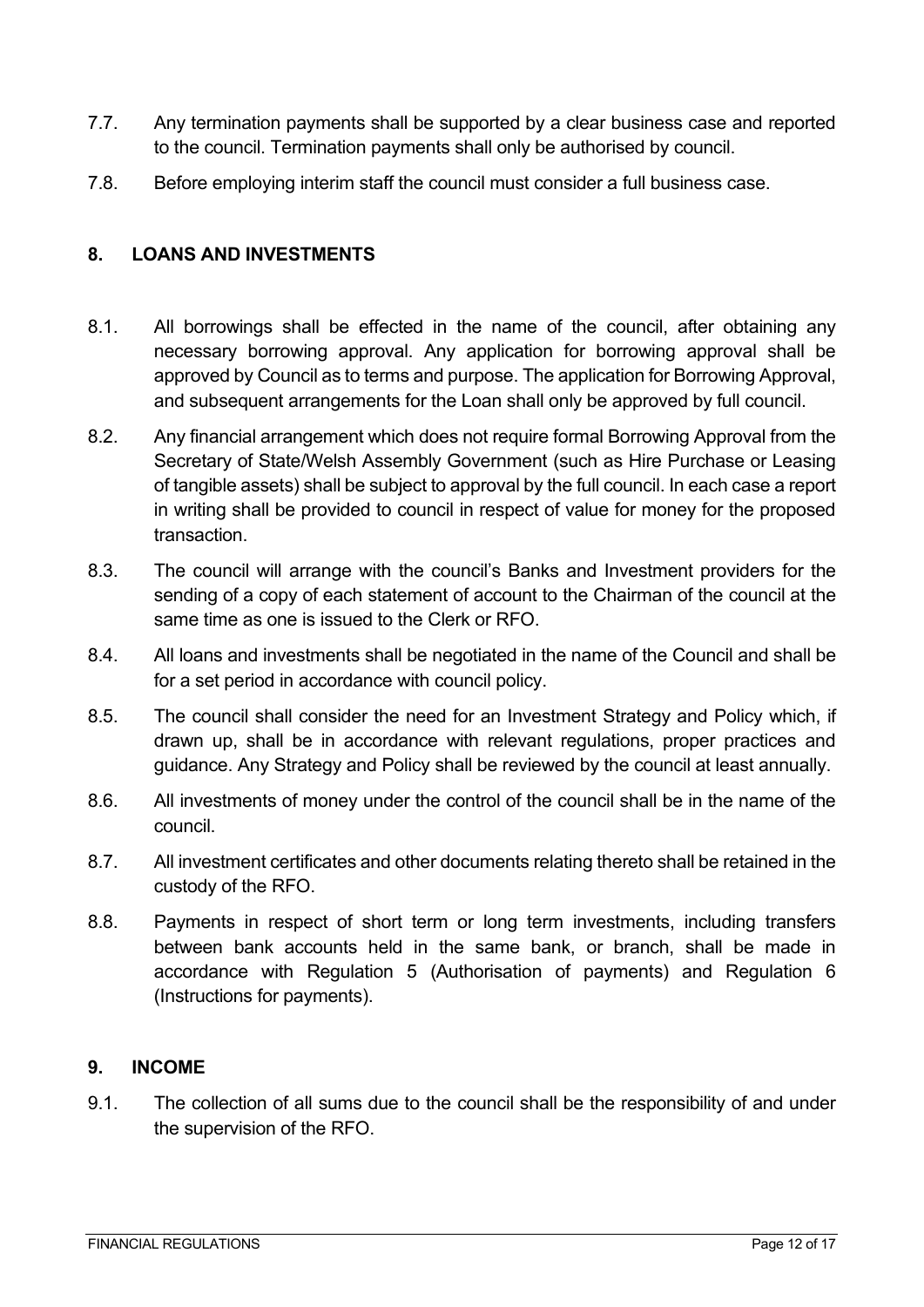7.7. Any termination payments shall be supported by a clear business case and reported to the council. Termination payments shall only be authorised by council.

7.8. Before employing interim staff the council must consider a full business case.

## 8. LOANS AND INVESTMENTS

8.1. All borrowings shall be effected in the name of the council, after obtaining any necessary borrowing approval. Any application for borrowing approval shall be approved by Council as to terms and purpose. The application for Borrowing Approval, and subsequent arrangements for the Loan shall only be approved by full council.

8.2. Any financial arrangement which does not require formal Borrowing Approval from the Secretary of State/Welsh Assembly Government (such as Hire Purchase or Leasing of tangible assets) shall be subject to approval by the full council. In each case a report in writing shall be provided to council in respect of value for money for the proposed transaction.

8.3. The council will arrange with the council's Banks and Investment providers for the sending of a copy of each statement of account to the Chairman of the council at the same time as one is issued to the Clerk or RFO.

8.4. All loans and investments shall be negotiated in the name of the Council and shall be for a set period in accordance with council policy.

8.5. The council shall consider the need for an Investment Strategy and Policy which, if drawn up, shall be in accordance with relevant regulations, proper practices and guidance. Any Strategy and Policy shall be reviewed by the council at least annually.

8.6. All investments of money under the control of the council shall be in the name of the council.

8.7. All investment certificates and other documents relating thereto shall be retained in the custody of the RFO.

8.8. Payments in respect of short term or long term investments, including transfers between bank accounts held in the same bank, or branch, shall be made in accordance with Regulation 5 (Authorisation of payments) and Regulation 6 (Instructions for payments).

## 9. INCOME

9.1. The collection of all sums due to the council shall be the responsibility of and under the supervision of the RFO.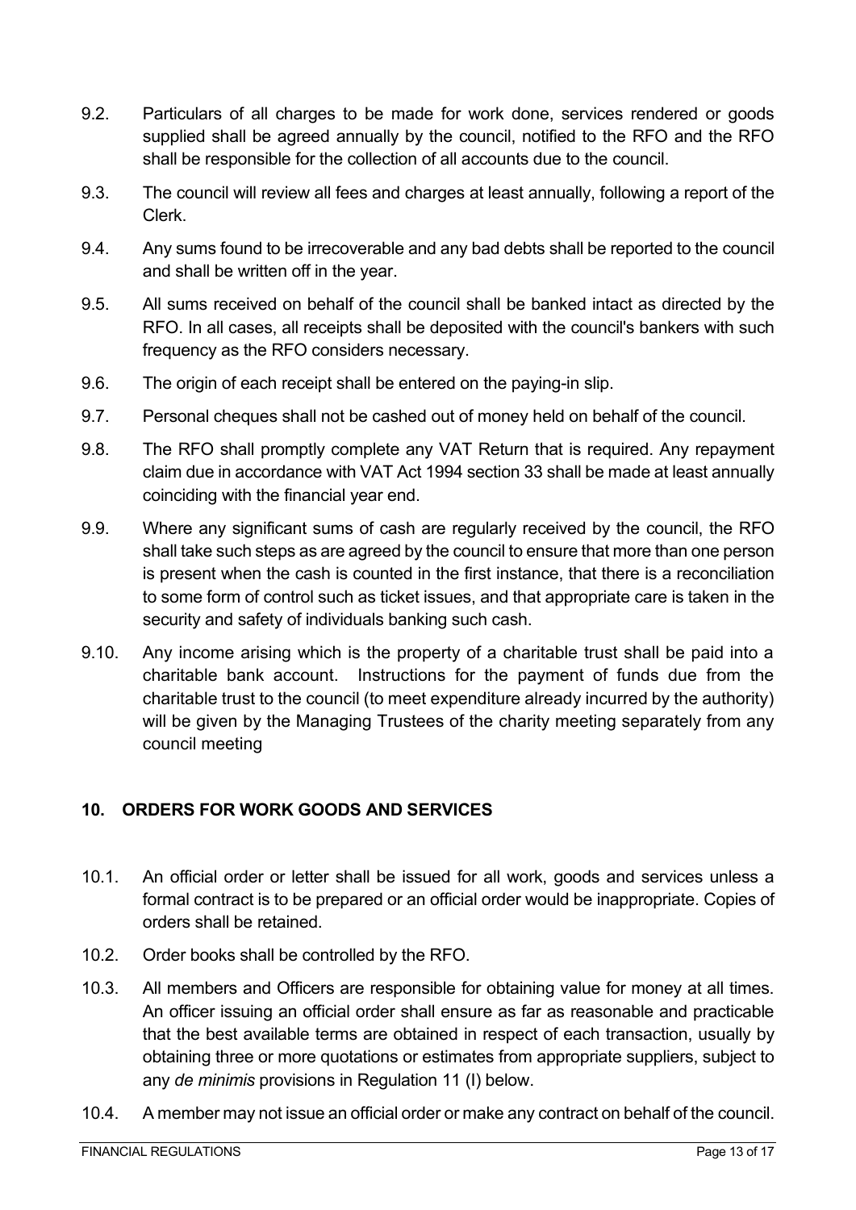9.2. Particulars of all charges to be made for work done, services rendered or goods supplied shall be agreed annually by the council, notified to the RFO and the RFO shall be responsible for the collection of all accounts due to the council.

9.3. The council will review all fees and charges at least annually, following a report of the Clerk.

9.4. Any sums found to be irrecoverable and any bad debts shall be reported to the council and shall be written off in the year.

9.5. All sums received on behalf of the council shall be banked intact as directed by the RFO. In all cases, all receipts shall be deposited with the council's bankers with such frequency as the RFO considers necessary.

9.6. The origin of each receipt shall be entered on the paying-in slip.

9.7. Personal cheques shall not be cashed out of money held on behalf of the council.

9.8. The RFO shall promptly complete any VAT Return that is required. Any repayment claim due in accordance with VAT Act 1994 section 33 shall be made at least annually coinciding with the financial year end.

9.9. Where any significant sums of cash are regularly received by the council, the RFO shall take such steps as are agreed by the council to ensure that more than one person is present when the cash is counted in the first instance, that there is a reconciliation to some form of control such as ticket issues, and that appropriate care is taken in the security and safety of individuals banking such cash.

9.10. Any income arising which is the property of a charitable trust shall be paid into a charitable bank account. Instructions for the payment of funds due from the charitable trust to the council (to meet expenditure already incurred by the authority) will be given by the Managing Trustees of the charity meeting separately from any council meeting

## 10. ORDERS FOR WORK GOODS AND SERVICES

10.1. An official order or letter shall be issued for all work, goods and services unless a formal contract is to be prepared or an official order would be inappropriate. Copies of orders shall be retained.

10.2. Order books shall be controlled by the RFO.

10.3. All members and Officers are responsible for obtaining value for money at all times. An officer issuing an official order shall ensure as far as reasonable and practicable that the best available terms are obtained in respect of each transaction, usually by obtaining three or more quotations or estimates from appropriate suppliers, subject to any *de minimis* provisions in Regulation 11 (I) below.

10.4. A member may not issue an official order or make any contract on behalf of the council.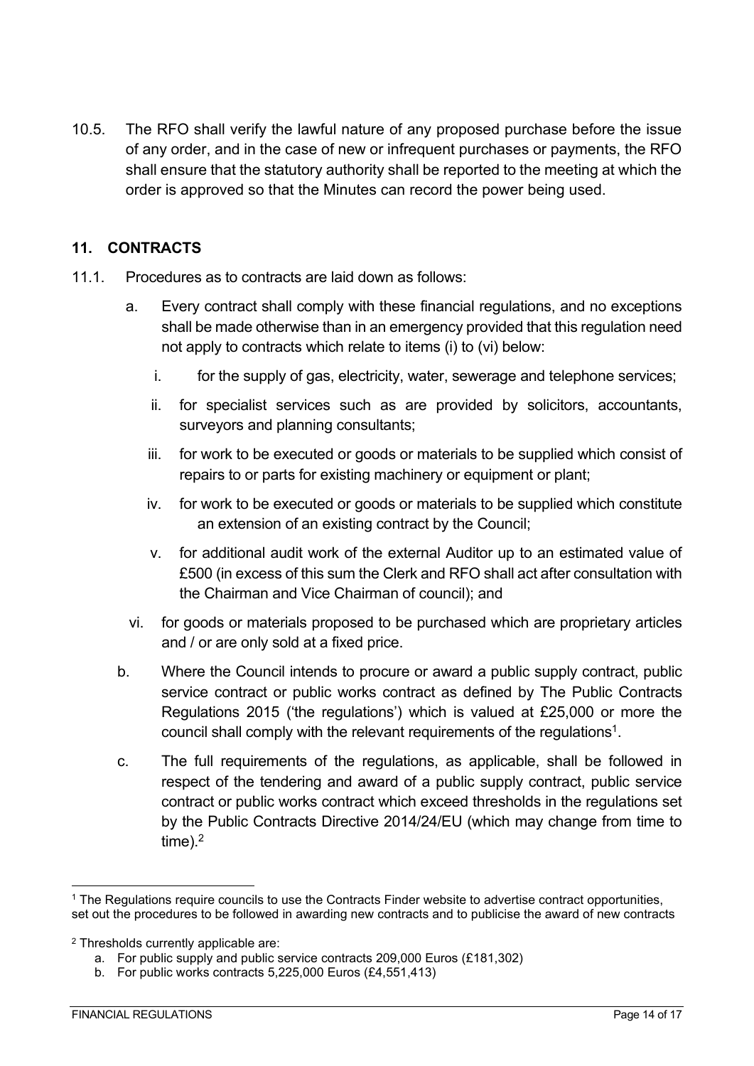10.5. The RFO shall verify the lawful nature of any proposed purchase before the issue of any order, and in the case of new or infrequent purchases or payments, the RFO shall ensure that the statutory authority shall be reported to the meeting at which the order is approved so that the Minutes can record the power being used.

## 11. CONTRACTS

11.1. Procedures as to contracts are laid down as follows:

a. Every contract shall comply with these financial regulations, and no exceptions shall be made otherwise than in an emergency provided that this regulation need not apply to contracts which relate to items (i) to (vi) below:

   i. for the supply of gas, electricity, water, sewerage and telephone services;

   ii. for specialist services such as are provided by solicitors, accountants, surveyors and planning consultants;

   iii. for work to be executed or goods or materials to be supplied which consist of repairs to or parts for existing machinery or equipment or plant;

   iv. for work to be executed or goods or materials to be supplied which constitute an extension of an existing contract by the Council;

   v. for additional audit work of the external Auditor up to an estimated value of £500 (in excess of this sum the Clerk and RFO shall act after consultation with the Chairman and Vice Chairman of council); and

   vi. for goods or materials proposed to be purchased which are proprietary articles and / or are only sold at a fixed price.

b. Where the Council intends to procure or award a public supply contract, public service contract or public works contract as defined by The Public Contracts Regulations 2015 ('the regulations') which is valued at £25,000 or more the council shall comply with the relevant requirements of the regulations[1].

c. The full requirements of the regulations, as applicable, shall be followed in respect of the tendering and award of a public supply contract, public service contract or public works contract which exceed thresholds in the regulations set by the Public Contracts Directive 2014/24/EU (which may change from time to time).[2]

---

[1] The Regulations require councils to use the Contracts Finder website to advertise contract opportunities, set out the procedures to be followed in awarding new contracts and to publicise the award of new contracts

[2] Thresholds currently applicable are:

a. For public supply and public service contracts 209,000 Euros (£181,302)

b. For public works contracts 5,225,000 Euros (£4,551,413)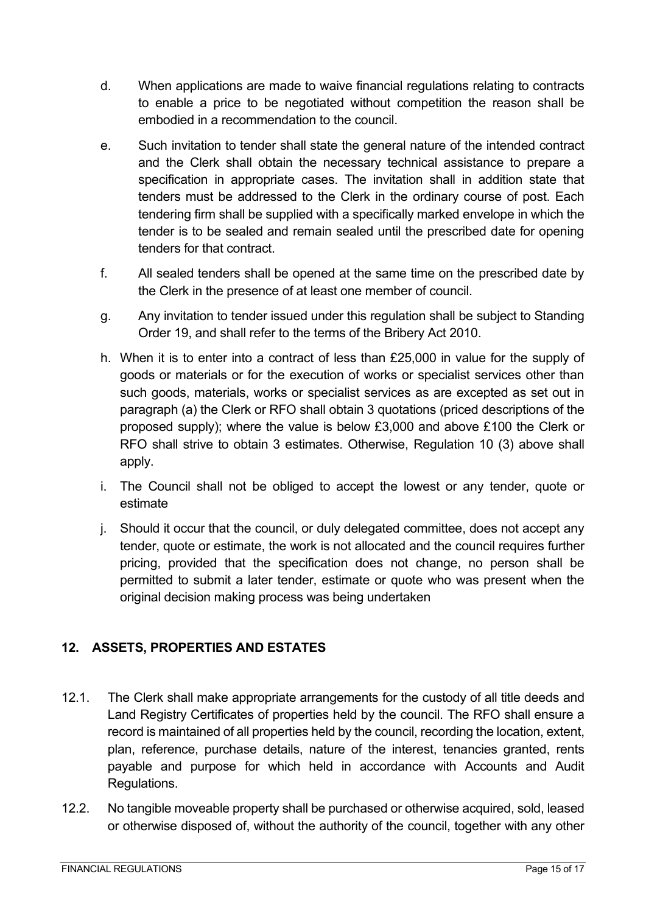d. When applications are made to waive financial regulations relating to contracts to enable a price to be negotiated without competition the reason shall be embodied in a recommendation to the council.

e. Such invitation to tender shall state the general nature of the intended contract and the Clerk shall obtain the necessary technical assistance to prepare a specification in appropriate cases. The invitation shall in addition state that tenders must be addressed to the Clerk in the ordinary course of post. Each tendering firm shall be supplied with a specifically marked envelope in which the tender is to be sealed and remain sealed until the prescribed date for opening tenders for that contract.

f. All sealed tenders shall be opened at the same time on the prescribed date by the Clerk in the presence of at least one member of council.

g. Any invitation to tender issued under this regulation shall be subject to Standing Order 19, and shall refer to the terms of the Bribery Act 2010.

h. When it is to enter into a contract of less than £25,000 in value for the supply of goods or materials or for the execution of works or specialist services other than such goods, materials, works or specialist services as are excepted as set out in paragraph (a) the Clerk or RFO shall obtain 3 quotations (priced descriptions of the proposed supply); where the value is below £3,000 and above £100 the Clerk or RFO shall strive to obtain 3 estimates. Otherwise, Regulation 10 (3) above shall apply.

i. The Council shall not be obliged to accept the lowest or any tender, quote or estimate

j. Should it occur that the council, or duly delegated committee, does not accept any tender, quote or estimate, the work is not allocated and the council requires further pricing, provided that the specification does not change, no person shall be permitted to submit a later tender, estimate or quote who was present when the original decision making process was being undertaken

## 12. ASSETS, PROPERTIES AND ESTATES

12.1. The Clerk shall make appropriate arrangements for the custody of all title deeds and Land Registry Certificates of properties held by the council. The RFO shall ensure a record is maintained of all properties held by the council, recording the location, extent, plan, reference, purchase details, nature of the interest, tenancies granted, rents payable and purpose for which held in accordance with Accounts and Audit Regulations.

12.2. No tangible moveable property shall be purchased or otherwise acquired, sold, leased or otherwise disposed of, without the authority of the council, together with any other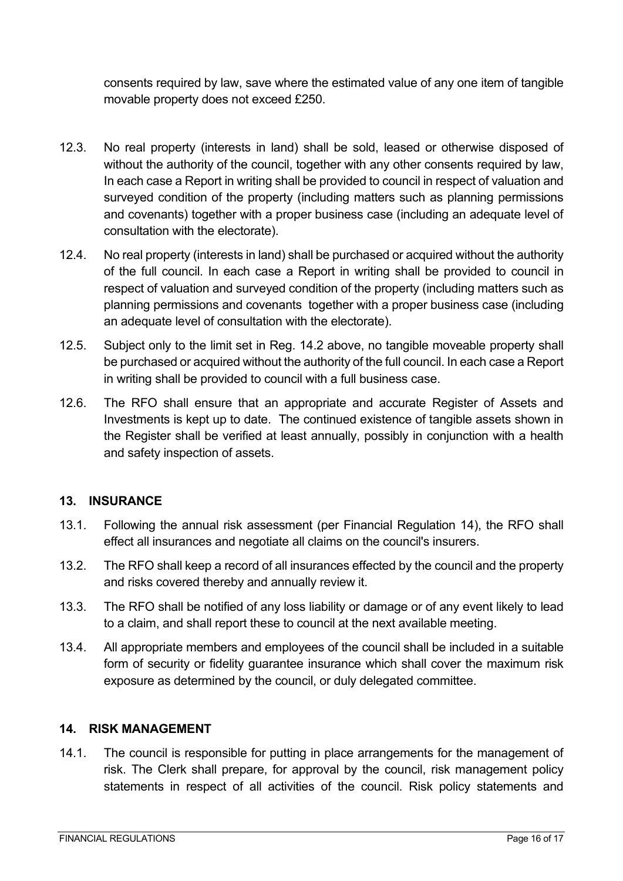consents required by law, save where the estimated value of any one item of tangible movable property does not exceed £250.

12.3. No real property (interests in land) shall be sold, leased or otherwise disposed of without the authority of the council, together with any other consents required by law, In each case a Report in writing shall be provided to council in respect of valuation and surveyed condition of the property (including matters such as planning permissions and covenants) together with a proper business case (including an adequate level of consultation with the electorate).

12.4. No real property (interests in land) shall be purchased or acquired without the authority of the full council. In each case a Report in writing shall be provided to council in respect of valuation and surveyed condition of the property (including matters such as planning permissions and covenants together with a proper business case (including an adequate level of consultation with the electorate).

12.5. Subject only to the limit set in Reg. 14.2 above, no tangible moveable property shall be purchased or acquired without the authority of the full council. In each case a Report in writing shall be provided to council with a full business case.

12.6. The RFO shall ensure that an appropriate and accurate Register of Assets and Investments is kept up to date. The continued existence of tangible assets shown in the Register shall be verified at least annually, possibly in conjunction with a health and safety inspection of assets.

## 13. INSURANCE

13.1. Following the annual risk assessment (per Financial Regulation 14), the RFO shall effect all insurances and negotiate all claims on the council's insurers.

13.2. The RFO shall keep a record of all insurances effected by the council and the property and risks covered thereby and annually review it.

13.3. The RFO shall be notified of any loss liability or damage or of any event likely to lead to a claim, and shall report these to council at the next available meeting.

13.4. All appropriate members and employees of the council shall be included in a suitable form of security or fidelity guarantee insurance which shall cover the maximum risk exposure as determined by the council, or duly delegated committee.

## 14. RISK MANAGEMENT

14.1. The council is responsible for putting in place arrangements for the management of risk. The Clerk shall prepare, for approval by the council, risk management policy statements in respect of all activities of the council. Risk policy statements and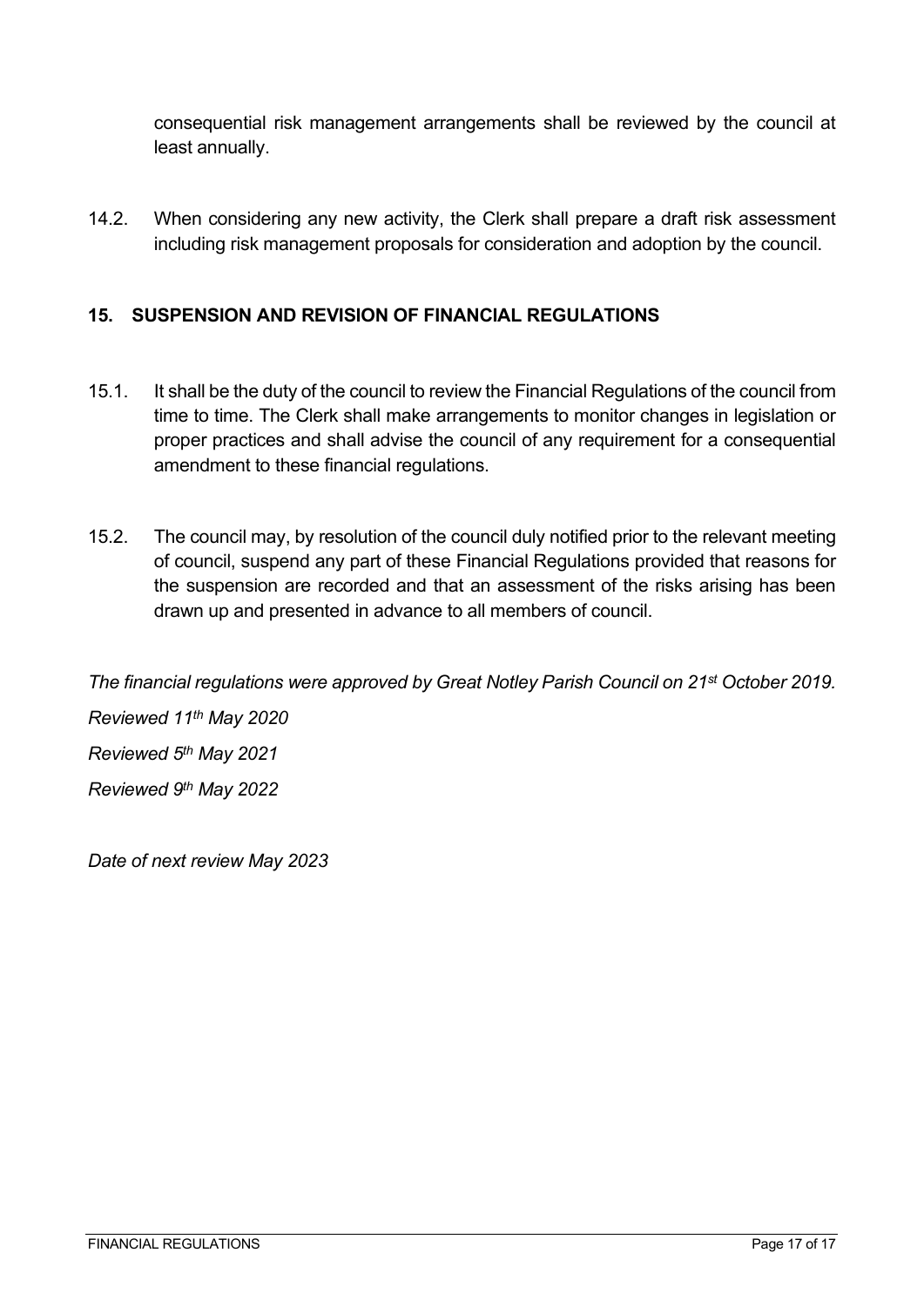consequential risk management arrangements shall be reviewed by the council at least annually.

14.2. When considering any new activity, the Clerk shall prepare a draft risk assessment including risk management proposals for consideration and adoption by the council.

## 15. SUSPENSION AND REVISION OF FINANCIAL REGULATIONS

15.1. It shall be the duty of the council to review the Financial Regulations of the council from time to time. The Clerk shall make arrangements to monitor changes in legislation or proper practices and shall advise the council of any requirement for a consequential amendment to these financial regulations.

15.2. The council may, by resolution of the council duly notified prior to the relevant meeting of council, suspend any part of these Financial Regulations provided that reasons for the suspension are recorded and that an assessment of the risks arising has been drawn up and presented in advance to all members of council.

*The financial regulations were approved by Great Notley Parish Council on 21st October 2019.*

*Reviewed 11th May 2020*

*Reviewed 5th May 2021*

*Reviewed 9th May 2022*

*Date of next review May 2023*